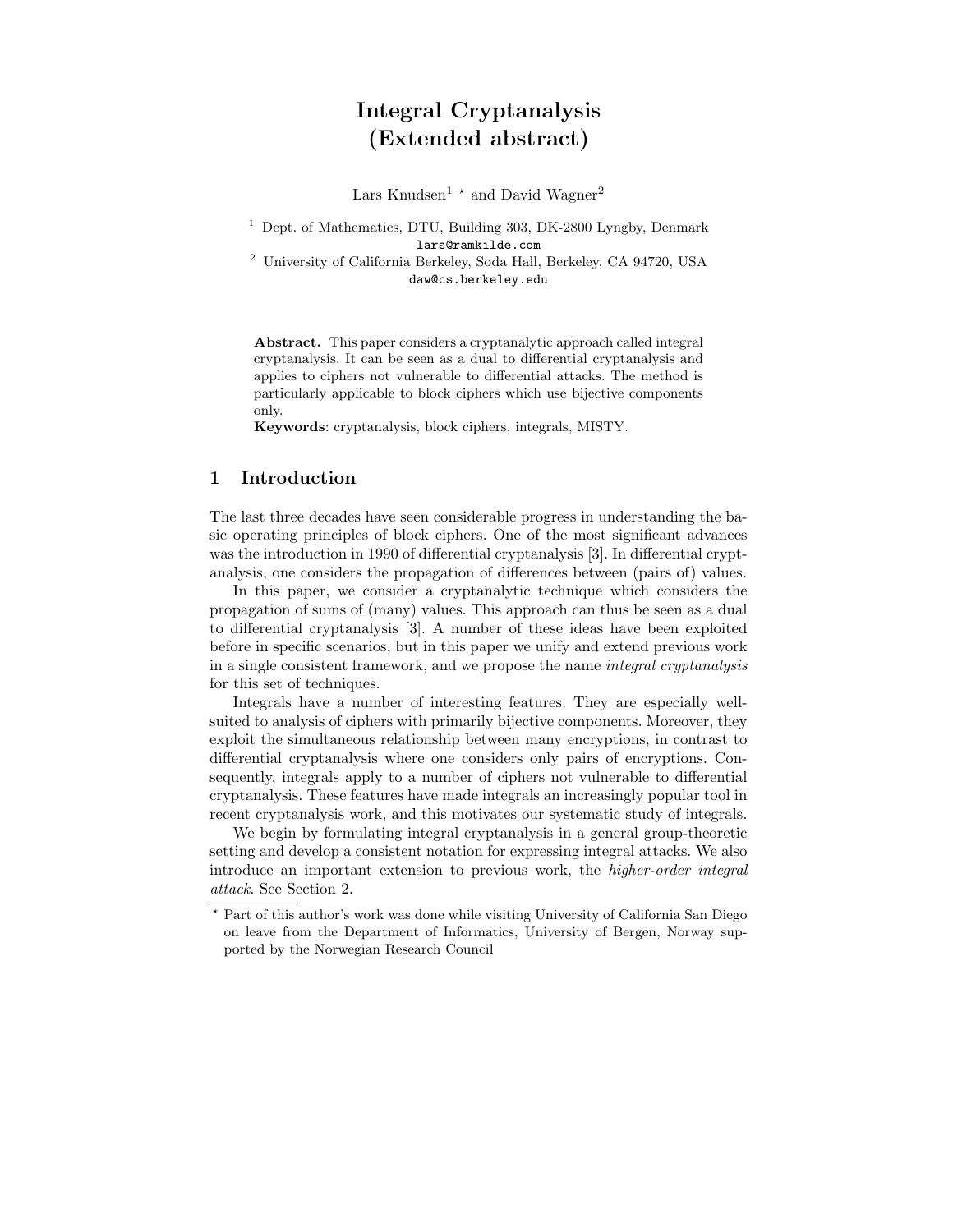# Integral Cryptanalysis
# (Extended abstract)

Lars Knudsen[1] * and David Wagner[2]

[1] Dept. of Mathematics, DTU, Building 303, DK-2800 Lyngby, Denmark
lars@ramkilde.com

[2] University of California Berkeley, Soda Hall, Berkeley, CA 94720, USA
daw@cs.berkeley.edu

**Abstract.** This paper considers a cryptanalytic approach called integral cryptanalysis. It can be seen as a dual to differential cryptanalysis and applies to ciphers not vulnerable to differential attacks. The method is particularly applicable to block ciphers which use bijective components only.

**Keywords**: cryptanalysis, block ciphers, integrals, MISTY.

## 1 Introduction

The last three decades have seen considerable progress in understanding the basic operating principles of block ciphers. One of the most significant advances was the introduction in 1990 of differential cryptanalysis [3]. In differential cryptanalysis, one considers the propagation of differences between (pairs of) values.

In this paper, we consider a cryptanalytic technique which considers the propagation of sums of (many) values. This approach can thus be seen as a dual to differential cryptanalysis [3]. A number of these ideas have been exploited before in specific scenarios, but in this paper we unify and extend previous work in a single consistent framework, and we propose the name *integral cryptanalysis* for this set of techniques.

Integrals have a number of interesting features. They are especially well-suited to analysis of ciphers with primarily bijective components. Moreover, they exploit the simultaneous relationship between many encryptions, in contrast to differential cryptanalysis where one considers only pairs of encryptions. Consequently, integrals apply to a number of ciphers not vulnerable to differential cryptanalysis. These features have made integrals an increasingly popular tool in recent cryptanalysis work, and this motivates our systematic study of integrals.

We begin by formulating integral cryptanalysis in a general group-theoretic setting and develop a consistent notation for expressing integral attacks. We also introduce an important extension to previous work, the *higher-order integral attack*. See Section 2.

* Part of this author's work was done while visiting University of California San Diego on leave from the Department of Informatics, University of Bergen, Norway supported by the Norwegian Research Council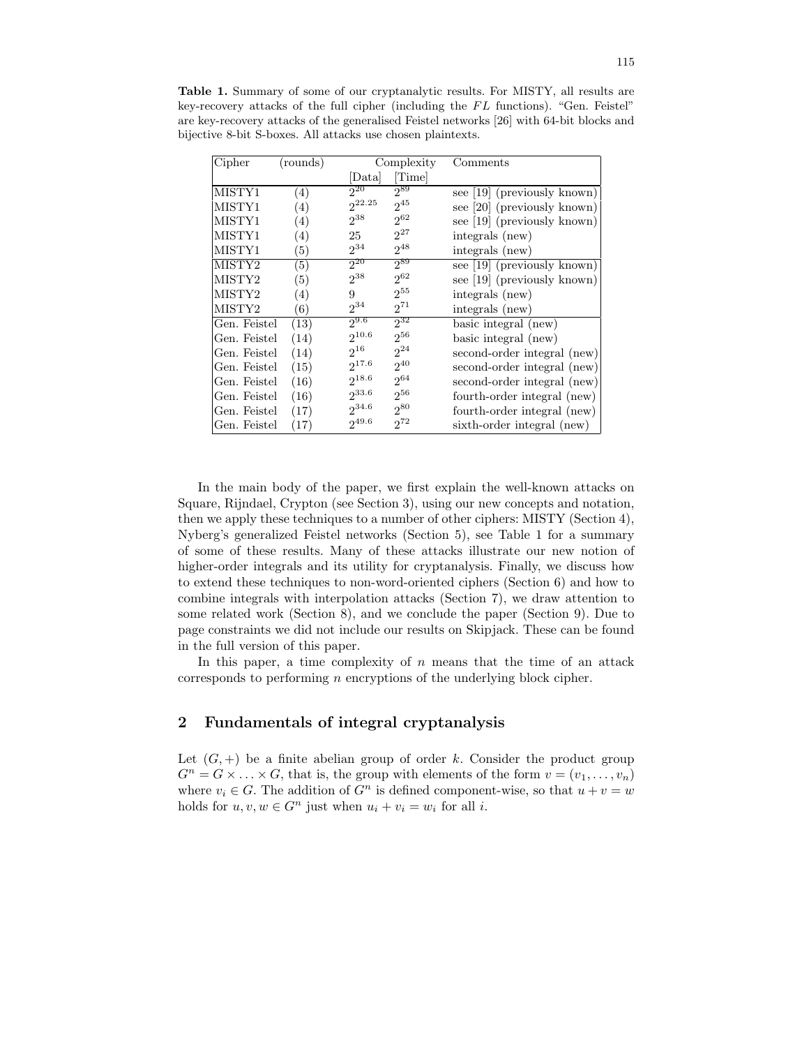**Table 1.** Summary of some of our cryptanalytic results. For MISTY, all results are key-recovery attacks of the full cipher (including the $FL$ functions). "Gen. Feistel" are key-recovery attacks of the generalised Feistel networks [26] with 64-bit blocks and bijective 8-bit S-boxes. All attacks use chosen plaintexts.

| Cipher | (rounds) | Complexity | | Comments |
|---|---|---|---|---|
| | | [Data] | [Time] | |
| MISTY1 | (4) | $2^{20}$ | $2^{89}$ | see [19] (previously known) |
| MISTY1 | (4) | $2^{22.25}$ | $2^{45}$ | see [20] (previously known) |
| MISTY1 | (4) | $2^{38}$ | $2^{62}$ | see [19] (previously known) |
| MISTY1 | (4) | 25 | $2^{27}$ | integrals (new) |
| MISTY1 | (5) | $2^{34}$ | $2^{48}$ | integrals (new) |
| MISTY2 | (5) | $2^{20}$ | $2^{89}$ | see [19] (previously known) |
| MISTY2 | (5) | $2^{38}$ | $2^{62}$ | see [19] (previously known) |
| MISTY2 | (4) | 9 | $2^{55}$ | integrals (new) |
| MISTY2 | (6) | $2^{34}$ | $2^{71}$ | integrals (new) |
| Gen. Feistel | (13) | $2^{9.6}$ | $2^{32}$ | basic integral (new) |
| Gen. Feistel | (14) | $2^{10.6}$ | $2^{56}$ | basic integral (new) |
| Gen. Feistel | (14) | $2^{16}$ | $2^{24}$ | second-order integral (new) |
| Gen. Feistel | (15) | $2^{17.6}$ | $2^{40}$ | second-order integral (new) |
| Gen. Feistel | (16) | $2^{18.6}$ | $2^{64}$ | second-order integral (new) |
| Gen. Feistel | (16) | $2^{33.6}$ | $2^{56}$ | fourth-order integral (new) |
| Gen. Feistel | (17) | $2^{34.6}$ | $2^{80}$ | fourth-order integral (new) |
| Gen. Feistel | (17) | $2^{49.6}$ | $2^{72}$ | sixth-order integral (new) |

In the main body of the paper, we first explain the well-known attacks on Square, Rijndael, Crypton (see Section 3), using our new concepts and notation, then we apply these techniques to a number of other ciphers: MISTY (Section 4), Nyberg's generalized Feistel networks (Section 5), see Table 1 for a summary of some of these results. Many of these attacks illustrate our new notion of higher-order integrals and its utility for cryptanalysis. Finally, we discuss how to extend these techniques to non-word-oriented ciphers (Section 6) and how to combine integrals with interpolation attacks (Section 7), we draw attention to some related work (Section 8), and we conclude the paper (Section 9). Due to page constraints we did not include our results on Skipjack. These can be found in the full version of this paper.

In this paper, a time complexity of $n$ means that the time of an attack corresponds to performing $n$ encryptions of the underlying block cipher.

## 2 Fundamentals of integral cryptanalysis

Let $(G, +)$ be a finite abelian group of order $k$. Consider the product group $G^n = G \times \ldots \times G$, that is, the group with elements of the form $v = (v_1, \ldots, v_n)$ where $v_i \in G$. The addition of $G^n$ is defined component-wise, so that $u + v = w$ holds for $u, v, w \in G^n$ just when $u_i + v_i = w_i$ for all $i$.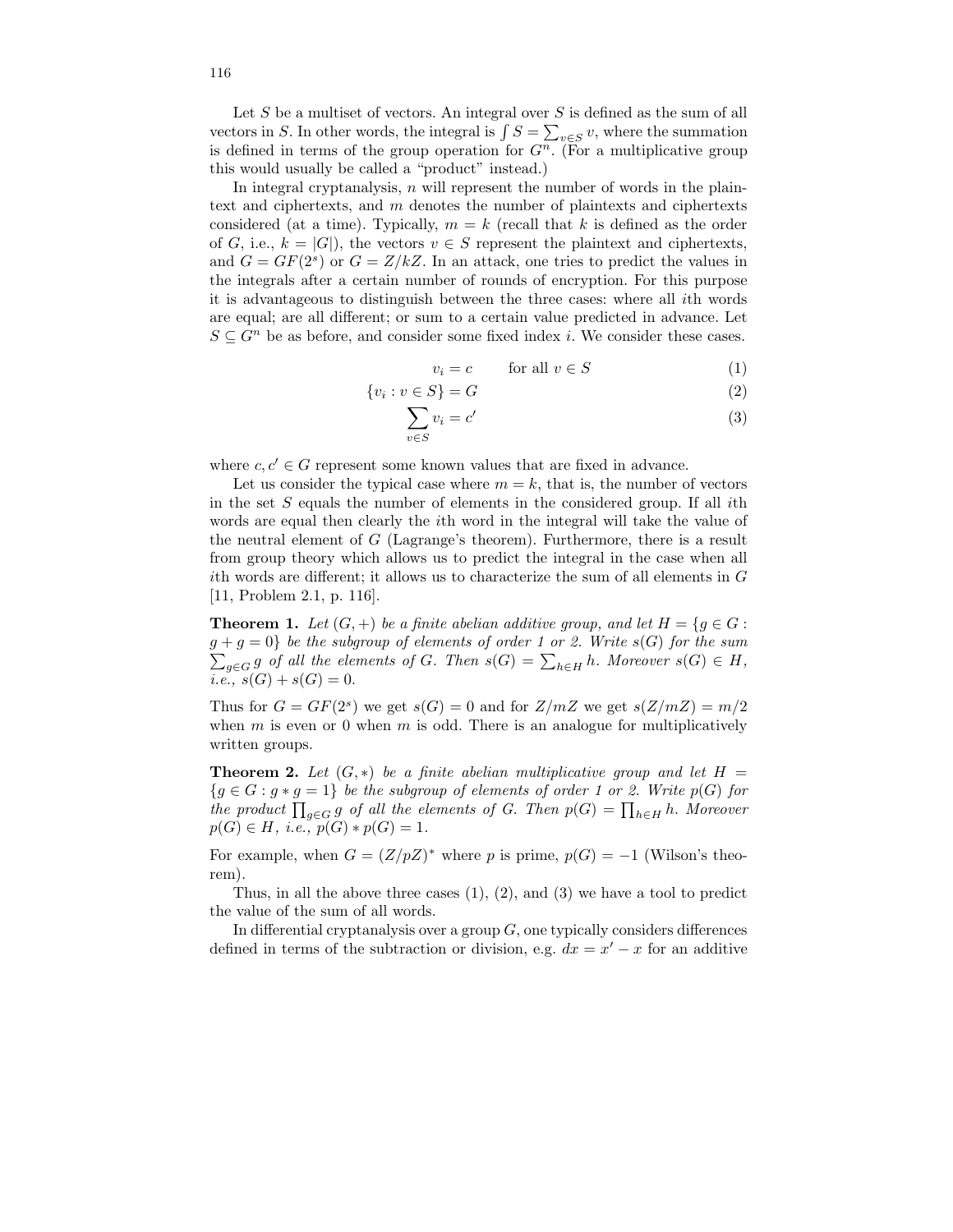Let $S$ be a multiset of vectors. An integral over $S$ is defined as the sum of all vectors in $S$. In other words, the integral is $\int S = \sum_{v \in S} v$, where the summation is defined in terms of the group operation for $G^n$. (For a multiplicative group this would usually be called a "product" instead.)

In integral cryptanalysis, $n$ will represent the number of words in the plaintext and ciphertexts, and $m$ denotes the number of plaintexts and ciphertexts considered (at a time). Typically, $m = k$ (recall that $k$ is defined as the order of $G$, i.e., $k = |G|$), the vectors $v \in S$ represent the plaintext and ciphertexts, and $G = GF(2^s)$ or $G = Z/kZ$. In an attack, one tries to predict the values in the integrals after a certain number of rounds of encryption. For this purpose it is advantageous to distinguish between the three cases: where all $i$th words are equal; are all different; or sum to a certain value predicted in advance. Let $S \subseteq G^n$ be as before, and consider some fixed index $i$. We consider these cases.

$$v_i = c \qquad \text{for all } v \in S \tag{1}$$

$$\{v_i : v \in S\} = G \tag{2}$$

$$\sum_{v \in S} v_i = c' \tag{3}$$

where $c, c' \in G$ represent some known values that are fixed in advance.

Let us consider the typical case where $m = k$, that is, the number of vectors in the set $S$ equals the number of elements in the considered group. If all $i$th words are equal then clearly the $i$th word in the integral will take the value of the neutral element of $G$ (Lagrange's theorem). Furthermore, there is a result from group theory which allows us to predict the integral in the case when all $i$th words are different; it allows us to characterize the sum of all elements in $G$ [11, Problem 2.1, p. 116].

**Theorem 1.** *Let $(G, +)$ be a finite abelian additive group, and let $H = \{g \in G : g + g = 0\}$ be the subgroup of elements of order 1 or 2. Write $s(G)$ for the sum $\sum_{g \in G} g$ of all the elements of $G$. Then $s(G) = \sum_{h \in H} h$. Moreover $s(G) \in H$, i.e., $s(G) + s(G) = 0$.*

Thus for $G = GF(2^s)$ we get $s(G) = 0$ and for $Z/mZ$ we get $s(Z/mZ) = m/2$ when $m$ is even or 0 when $m$ is odd. There is an analogue for multiplicatively written groups.

**Theorem 2.** *Let $(G, *)$ be a finite abelian multiplicative group and let $H = \{g \in G : g * g = 1\}$ be the subgroup of elements of order 1 or 2. Write $p(G)$ for the product $\prod_{g \in G} g$ of all the elements of $G$. Then $p(G) = \prod_{h \in H} h$. Moreover $p(G) \in H$, i.e., $p(G) * p(G) = 1$.*

For example, when $G = (Z/pZ)^*$ where $p$ is prime, $p(G) = -1$ (Wilson's theorem).

Thus, in all the above three cases (1), (2), and (3) we have a tool to predict the value of the sum of all words.

In differential cryptanalysis over a group $G$, one typically considers differences defined in terms of the subtraction or division, e.g. $dx = x' - x$ for an additive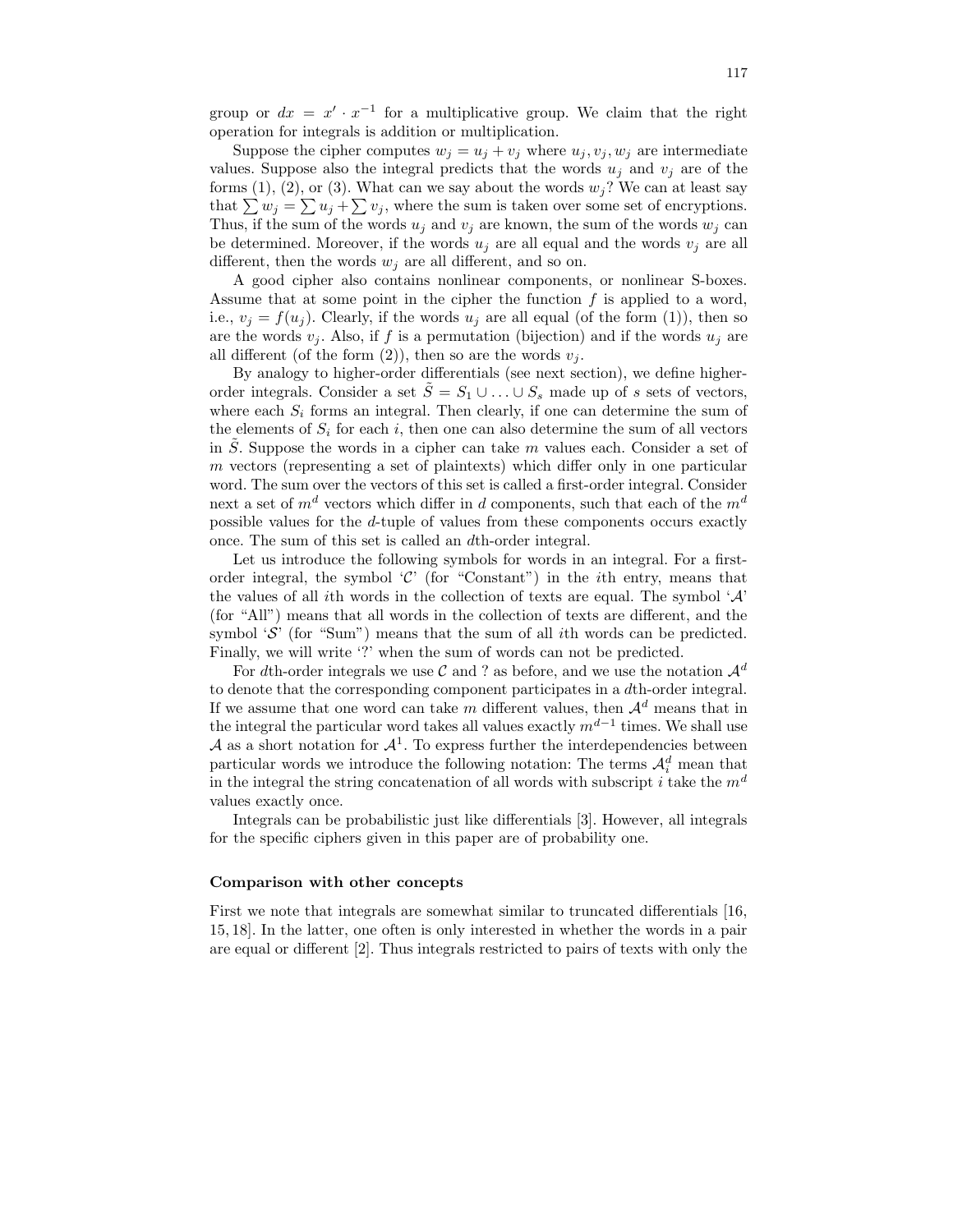group or $dx = x' \cdot x^{-1}$ for a multiplicative group. We claim that the right operation for integrals is addition or multiplication.

Suppose the cipher computes $w_j = u_j + v_j$ where $u_j, v_j, w_j$ are intermediate values. Suppose also the integral predicts that the words $u_j$ and $v_j$ are of the forms (1), (2), or (3). What can we say about the words $w_j$? We can at least say that $\sum w_j = \sum u_j + \sum v_j$, where the sum is taken over some set of encryptions. Thus, if the sum of the words $u_j$ and $v_j$ are known, the sum of the words $w_j$ can be determined. Moreover, if the words $u_j$ are all equal and the words $v_j$ are all different, then the words $w_j$ are all different, and so on.

A good cipher also contains nonlinear components, or nonlinear S-boxes. Assume that at some point in the cipher the function $f$ is applied to a word, i.e., $v_j = f(u_j)$. Clearly, if the words $u_j$ are all equal (of the form (1)), then so are the words $v_j$. Also, if $f$ is a permutation (bijection) and if the words $u_j$ are all different (of the form (2)), then so are the words $v_j$.

By analogy to higher-order differentials (see next section), we define higher-order integrals. Consider a set $\tilde{S} = S_1 \cup \ldots \cup S_s$ made up of $s$ sets of vectors, where each $S_i$ forms an integral. Then clearly, if one can determine the sum of the elements of $S_i$ for each $i$, then one can also determine the sum of all vectors in $\tilde{S}$. Suppose the words in a cipher can take $m$ values each. Consider a set of $m$ vectors (representing a set of plaintexts) which differ only in one particular word. The sum over the vectors of this set is called a first-order integral. Consider next a set of $m^d$ vectors which differ in $d$ components, such that each of the $m^d$ possible values for the $d$-tuple of values from these components occurs exactly once. The sum of this set is called an $d$th-order integral.

Let us introduce the following symbols for words in an integral. For a first-order integral, the symbol '$\mathcal{C}$' (for "Constant") in the $i$th entry, means that the values of all $i$th words in the collection of texts are equal. The symbol '$\mathcal{A}$' (for "All") means that all words in the collection of texts are different, and the symbol '$\mathcal{S}$' (for "Sum") means that the sum of all $i$th words can be predicted. Finally, we will write '?' when the sum of words can not be predicted.

For $d$th-order integrals we use $\mathcal{C}$ and ? as before, and we use the notation $\mathcal{A}^d$ to denote that the corresponding component participates in a $d$th-order integral. If we assume that one word can take $m$ different values, then $\mathcal{A}^d$ means that in the integral the particular word takes all values exactly $m^{d-1}$ times. We shall use $\mathcal{A}$ as a short notation for $\mathcal{A}^1$. To express further the interdependencies between particular words we introduce the following notation: The terms $\mathcal{A}_i^d$ mean that in the integral the string concatenation of all words with subscript $i$ take the $m^d$ values exactly once.

Integrals can be probabilistic just like differentials [3]. However, all integrals for the specific ciphers given in this paper are of probability one.

#### Comparison with other concepts

First we note that integrals are somewhat similar to truncated differentials [16, 15, 18]. In the latter, one often is only interested in whether the words in a pair are equal or different [2]. Thus integrals restricted to pairs of texts with only the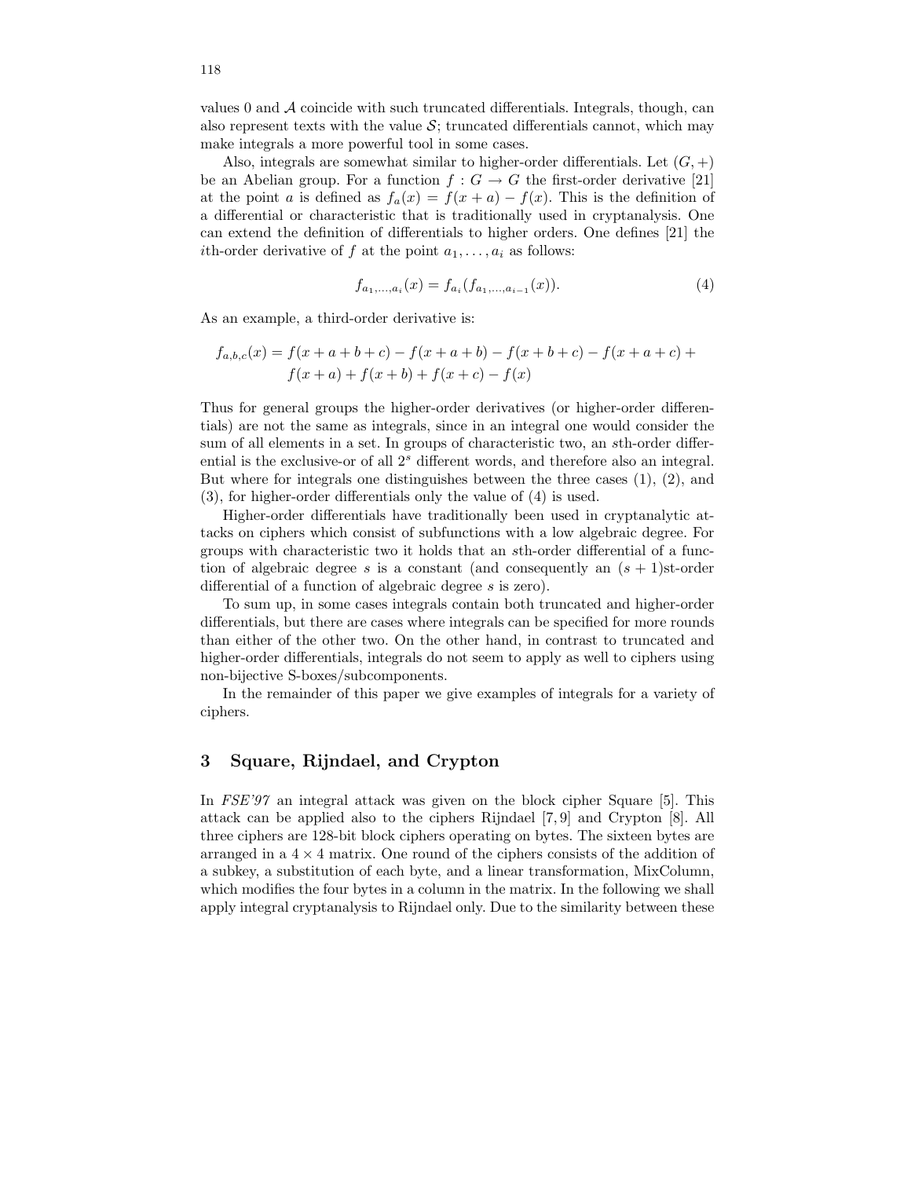values 0 and $\mathcal{A}$ coincide with such truncated differentials. Integrals, though, can also represent texts with the value $\mathcal{S}$; truncated differentials cannot, which may make integrals a more powerful tool in some cases.

Also, integrals are somewhat similar to higher-order differentials. Let $(G, +)$ be an Abelian group. For a function $f : G \rightarrow G$ the first-order derivative [21] at the point $a$ is defined as $f_a(x) = f(x + a) - f(x)$. This is the definition of a differential or characteristic that is traditionally used in cryptanalysis. One can extend the definition of differentials to higher orders. One defines [21] the $i$th-order derivative of $f$ at the point $a_1, \ldots, a_i$ as follows:

$$f_{a_1,\ldots,a_i}(x) = f_{a_i}(f_{a_1,\ldots,a_{i-1}}(x)). \tag{4}$$

As an example, a third-order derivative is:

$$\begin{aligned} f_{a,b,c}(x) = f(x + a + b + c) - f(x + a + b) - f(x + b + c) - f(x + a + c) + \\ f(x + a) + f(x + b) + f(x + c) - f(x) \end{aligned}$$

Thus for general groups the higher-order derivatives (or higher-order differentials) are not the same as integrals, since in an integral one would consider the sum of all elements in a set. In groups of characteristic two, an $s$th-order differential is the exclusive-or of all $2^s$ different words, and therefore also an integral. But where for integrals one distinguishes between the three cases (1), (2), and (3), for higher-order differentials only the value of (4) is used.

Higher-order differentials have traditionally been used in cryptanalytic attacks on ciphers which consist of subfunctions with a low algebraic degree. For groups with characteristic two it holds that an $s$th-order differential of a function of algebraic degree $s$ is a constant (and consequently an $(s + 1)$st-order differential of a function of algebraic degree $s$ is zero).

To sum up, in some cases integrals contain both truncated and higher-order differentials, but there are cases where integrals can be specified for more rounds than either of the other two. On the other hand, in contrast to truncated and higher-order differentials, integrals do not seem to apply as well to ciphers using non-bijective S-boxes/subcomponents.

In the remainder of this paper we give examples of integrals for a variety of ciphers.

## 3 Square, Rijndael, and Crypton

In *FSE'97* an integral attack was given on the block cipher Square [5]. This attack can be applied also to the ciphers Rijndael [7, 9] and Crypton [8]. All three ciphers are 128-bit block ciphers operating on bytes. The sixteen bytes are arranged in a $4 \times 4$ matrix. One round of the ciphers consists of the addition of a subkey, a substitution of each byte, and a linear transformation, MixColumn, which modifies the four bytes in a column in the matrix. In the following we shall apply integral cryptanalysis to Rijndael only. Due to the similarity between these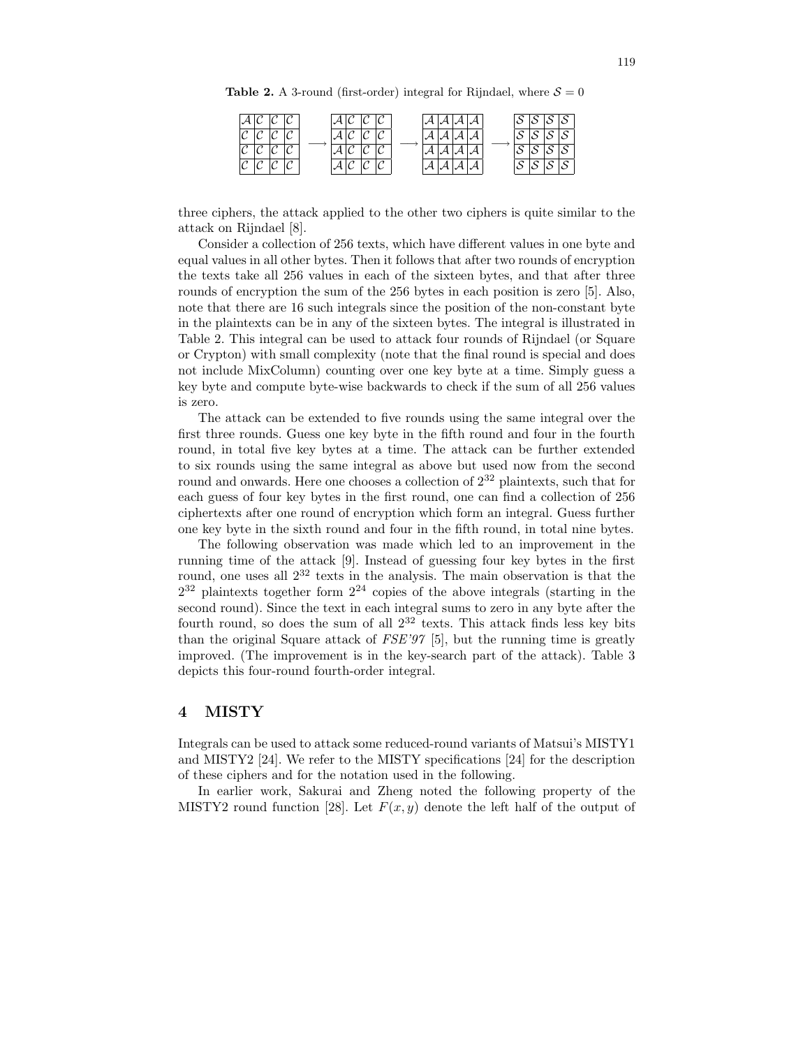**Table 2.** A 3-round (first-order) integral for Rijndael, where $\mathcal{S} = 0$

$$
\begin{array}{|c|c|c|c|}\hline \mathcal{A}&\mathcal{C}&\mathcal{C}&\mathcal{C}\\\hline \mathcal{C}&\mathcal{C}&\mathcal{C}&\mathcal{C}\\\hline \mathcal{C}&\mathcal{C}&\mathcal{C}&\mathcal{C}\\\hline \mathcal{C}&\mathcal{C}&\mathcal{C}&\mathcal{C}\\\hline \end{array}
\longrightarrow
\begin{array}{|c|c|c|c|}\hline \mathcal{A}&\mathcal{C}&\mathcal{C}&\mathcal{C}\\\hline \mathcal{A}&\mathcal{C}&\mathcal{C}&\mathcal{C}\\\hline \mathcal{A}&\mathcal{C}&\mathcal{C}&\mathcal{C}\\\hline \mathcal{A}&\mathcal{C}&\mathcal{C}&\mathcal{C}\\\hline \end{array}
\longrightarrow
\begin{array}{|c|c|c|c|}\hline \mathcal{A}&\mathcal{A}&\mathcal{A}&\mathcal{A}\\\hline \mathcal{A}&\mathcal{A}&\mathcal{A}&\mathcal{A}\\\hline \mathcal{A}&\mathcal{A}&\mathcal{A}&\mathcal{A}\\\hline \mathcal{A}&\mathcal{A}&\mathcal{A}&\mathcal{A}\\\hline \end{array}
\longrightarrow
\begin{array}{|c|c|c|c|}\hline \mathcal{S}&\mathcal{S}&\mathcal{S}&\mathcal{S}\\\hline \mathcal{S}&\mathcal{S}&\mathcal{S}&\mathcal{S}\\\hline \mathcal{S}&\mathcal{S}&\mathcal{S}&\mathcal{S}\\\hline \mathcal{S}&\mathcal{S}&\mathcal{S}&\mathcal{S}\\\hline \end{array}
$$

three ciphers, the attack applied to the other two ciphers is quite similar to the attack on Rijndael [8].

Consider a collection of 256 texts, which have different values in one byte and equal values in all other bytes. Then it follows that after two rounds of encryption the texts take all 256 values in each of the sixteen bytes, and that after three rounds of encryption the sum of the 256 bytes in each position is zero [5]. Also, note that there are 16 such integrals since the position of the non-constant byte in the plaintexts can be in any of the sixteen bytes. The integral is illustrated in Table 2. This integral can be used to attack four rounds of Rijndael (or Square or Crypton) with small complexity (note that the final round is special and does not include MixColumn) counting over one key byte at a time. Simply guess a key byte and compute byte-wise backwards to check if the sum of all 256 values is zero.

The attack can be extended to five rounds using the same integral over the first three rounds. Guess one key byte in the fifth round and four in the fourth round, in total five key bytes at a time. The attack can be further extended to six rounds using the same integral as above but used now from the second round and onwards. Here one chooses a collection of $2^{32}$ plaintexts, such that for each guess of four key bytes in the first round, one can find a collection of 256 ciphertexts after one round of encryption which form an integral. Guess further one key byte in the sixth round and four in the fifth round, in total nine bytes.

The following observation was made which led to an improvement in the running time of the attack [9]. Instead of guessing four key bytes in the first round, one uses all $2^{32}$ texts in the analysis. The main observation is that the $2^{32}$ plaintexts together form $2^{24}$ copies of the above integrals (starting in the second round). Since the text in each integral sums to zero in any byte after the fourth round, so does the sum of all $2^{32}$ texts. This attack finds less key bits than the original Square attack of *FSE'97* [5], but the running time is greatly improved. (The improvement is in the key-search part of the attack). Table 3 depicts this four-round fourth-order integral.

## 4 MISTY

Integrals can be used to attack some reduced-round variants of Matsui's MISTY1 and MISTY2 [24]. We refer to the MISTY specifications [24] for the description of these ciphers and for the notation used in the following.

In earlier work, Sakurai and Zheng noted the following property of the MISTY2 round function [28]. Let $F(x, y)$ denote the left half of the output of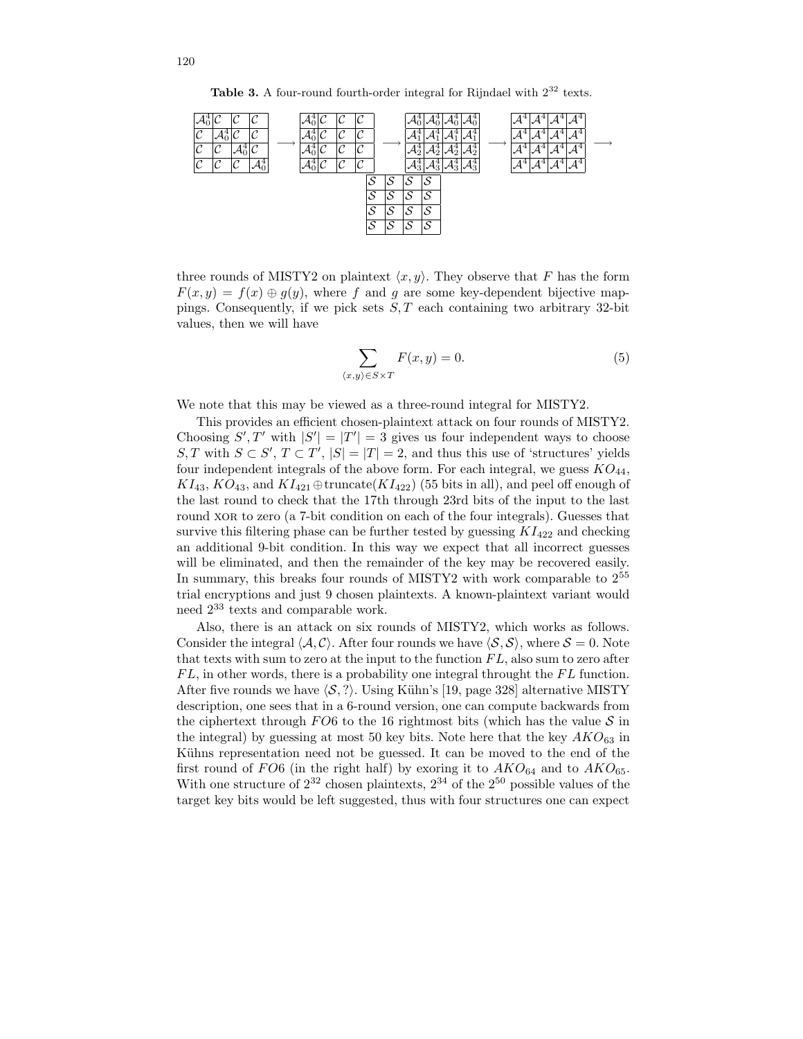**Table 3.** A four-round fourth-order integral for Rijndael with $2^{32}$ texts.

| | | | |
|---|---|---|---|
| $\mathcal{A}_0^4$ | $\mathcal{C}$ | $\mathcal{C}$ | $\mathcal{C}$ |
| $\mathcal{C}$ | $\mathcal{A}_0^4$ | $\mathcal{C}$ | $\mathcal{C}$ |
| $\mathcal{C}$ | $\mathcal{C}$ | $\mathcal{A}_0^4$ | $\mathcal{C}$ |
| $\mathcal{C}$ | $\mathcal{C}$ | $\mathcal{C}$ | $\mathcal{A}_0^4$ |

$\longrightarrow$

| | | | |
|---|---|---|---|
| $\mathcal{A}_0^4$ | $\mathcal{C}$ | $\mathcal{C}$ | $\mathcal{C}$ |
| $\mathcal{A}_0^4$ | $\mathcal{C}$ | $\mathcal{C}$ | $\mathcal{C}$ |
| $\mathcal{A}_0^4$ | $\mathcal{C}$ | $\mathcal{C}$ | $\mathcal{C}$ |
| $\mathcal{A}_0^4$ | $\mathcal{C}$ | $\mathcal{C}$ | $\mathcal{C}$ |

$\longrightarrow$

| | | | |
|---|---|---|---|
| $\mathcal{A}_0^4$ | $\mathcal{A}_0^4$ | $\mathcal{A}_0^4$ | $\mathcal{A}_0^4$ |
| $\mathcal{A}_1^4$ | $\mathcal{A}_1^4$ | $\mathcal{A}_1^4$ | $\mathcal{A}_1^4$ |
| $\mathcal{A}_2^4$ | $\mathcal{A}_2^4$ | $\mathcal{A}_2^4$ | $\mathcal{A}_2^4$ |
| $\mathcal{A}_3^4$ | $\mathcal{A}_3^4$ | $\mathcal{A}_3^4$ | $\mathcal{A}_3^4$ |

$\longrightarrow$

| | | | |
|---|---|---|---|
| $\mathcal{A}^4$ | $\mathcal{A}^4$ | $\mathcal{A}^4$ | $\mathcal{A}^4$ |
| $\mathcal{A}^4$ | $\mathcal{A}^4$ | $\mathcal{A}^4$ | $\mathcal{A}^4$ |
| $\mathcal{A}^4$ | $\mathcal{A}^4$ | $\mathcal{A}^4$ | $\mathcal{A}^4$ |
| $\mathcal{A}^4$ | $\mathcal{A}^4$ | $\mathcal{A}^4$ | $\mathcal{A}^4$ |

$\longrightarrow$

| | | | |
|---|---|---|---|
| $\mathcal{S}$ | $\mathcal{S}$ | $\mathcal{S}$ | $\mathcal{S}$ |
| $\mathcal{S}$ | $\mathcal{S}$ | $\mathcal{S}$ | $\mathcal{S}$ |
| $\mathcal{S}$ | $\mathcal{S}$ | $\mathcal{S}$ | $\mathcal{S}$ |
| $\mathcal{S}$ | $\mathcal{S}$ | $\mathcal{S}$ | $\mathcal{S}$ |

three rounds of MISTY2 on plaintext $\langle x, y \rangle$. They observe that $F$ has the form $F(x, y) = f(x) \oplus g(y)$, where $f$ and $g$ are some key-dependent bijective mappings. Consequently, if we pick sets $S, T$ each containing two arbitrary 32-bit values, then we will have

$$\sum_{\langle x,y \rangle \in S \times T} F(x, y) = 0. \tag{5}$$

We note that this may be viewed as a three-round integral for MISTY2.

This provides an efficient chosen-plaintext attack on four rounds of MISTY2. Choosing $S', T'$ with $|S'| = |T'| = 3$ gives us four independent ways to choose $S, T$ with $S \subset S'$, $T \subset T'$, $|S| = |T| = 2$, and thus this use of 'structures' yields four independent integrals of the above form. For each integral, we guess $KO_{44}$, $KI_{43}$, $KO_{43}$, and $KI_{421} \oplus \text{truncate}(KI_{422})$ (55 bits in all), and peel off enough of the last round to check that the 17th through 23rd bits of the input to the last round XOR to zero (a 7-bit condition on each of the four integrals). Guesses that survive this filtering phase can be further tested by guessing $KI_{422}$ and checking an additional 9-bit condition. In this way we expect that all incorrect guesses will be eliminated, and then the remainder of the key may be recovered easily. In summary, this breaks four rounds of MISTY2 with work comparable to $2^{55}$ trial encryptions and just 9 chosen plaintexts. A known-plaintext variant would need $2^{33}$ texts and comparable work.

Also, there is an attack on six rounds of MISTY2, which works as follows. Consider the integral $\langle \mathcal{A}, \mathcal{C} \rangle$. After four rounds we have $\langle \mathcal{S}, \mathcal{S} \rangle$, where $\mathcal{S} = 0$. Note that texts with sum to zero at the input to the function $FL$, also sum to zero after $FL$, in other words, there is a probability one integral throught the $FL$ function. After five rounds we have $\langle \mathcal{S}, ? \rangle$. Using Kühn's [19, page 328] alternative MISTY description, one sees that in a 6-round version, one can compute backwards from the ciphertext through $FO6$ to the 16 rightmost bits (which has the value $\mathcal{S}$ in the integral) by guessing at most 50 key bits. Note here that the key $AKO_{63}$ in Kühns representation need not be guessed. It can be moved to the end of the first round of $FO6$ (in the right half) by exoring it to $AKO_{64}$ and to $AKO_{65}$. With one structure of $2^{32}$ chosen plaintexts, $2^{34}$ of the $2^{50}$ possible values of the target key bits would be left suggested, thus with four structures one can expect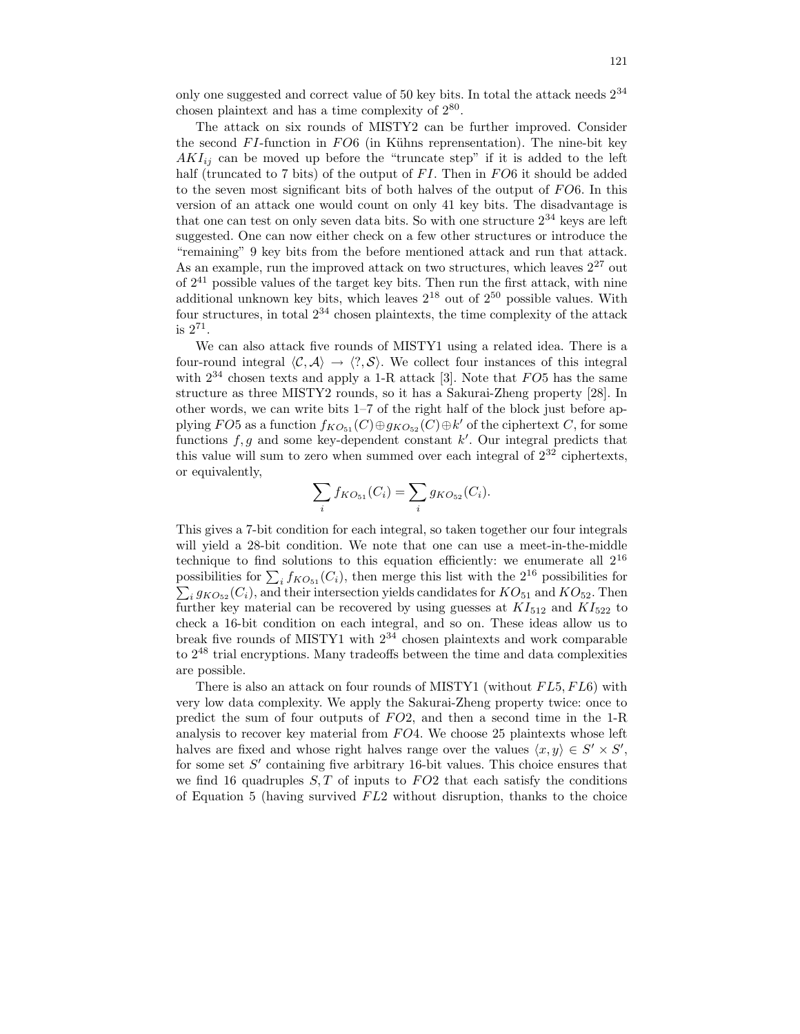only one suggested and correct value of 50 key bits. In total the attack needs $2^{34}$ chosen plaintext and has a time complexity of $2^{80}$.

The attack on six rounds of MISTY2 can be further improved. Consider the second $FI$-function in $FO6$ (in Kühns reprensentation). The nine-bit key $AKI_{ij}$ can be moved up before the "truncate step" if it is added to the left half (truncated to 7 bits) of the output of $FI$. Then in $FO6$ it should be added to the seven most significant bits of both halves of the output of $FO6$. In this version of an attack one would count on only 41 key bits. The disadvantage is that one can test on only seven data bits. So with one structure $2^{34}$ keys are left suggested. One can now either check on a few other structures or introduce the "remaining" 9 key bits from the before mentioned attack and run that attack. As an example, run the improved attack on two structures, which leaves $2^{27}$ out of $2^{41}$ possible values of the target key bits. Then run the first attack, with nine additional unknown key bits, which leaves $2^{18}$ out of $2^{50}$ possible values. With four structures, in total $2^{34}$ chosen plaintexts, the time complexity of the attack is $2^{71}$.

We can also attack five rounds of MISTY1 using a related idea. There is a four-round integral $\langle \mathcal{C}, \mathcal{A} \rangle \rightarrow \langle ?, \mathcal{S} \rangle$. We collect four instances of this integral with $2^{34}$ chosen texts and apply a 1-R attack [3]. Note that $FO5$ has the same structure as three MISTY2 rounds, so it has a Sakurai-Zheng property [28]. In other words, we can write bits 1–7 of the right half of the block just before applying $FO5$ as a function $f_{KO_{51}}(C) \oplus g_{KO_{52}}(C) \oplus k'$ of the ciphertext $C$, for some functions $f, g$ and some key-dependent constant $k'$. Our integral predicts that this value will sum to zero when summed over each integral of $2^{32}$ ciphertexts, or equivalently,

$$\sum_i f_{KO_{51}}(C_i) = \sum_i g_{KO_{52}}(C_i).$$

This gives a 7-bit condition for each integral, so taken together our four integrals will yield a 28-bit condition. We note that one can use a meet-in-the-middle technique to find solutions to this equation efficiently: we enumerate all $2^{16}$ possibilities for $\sum_i f_{KO_{51}}(C_i)$, then merge this list with the $2^{16}$ possibilities for $\sum_i g_{KO_{52}}(C_i)$, and their intersection yields candidates for $KO_{51}$ and $KO_{52}$. Then further key material can be recovered by using guesses at $KI_{512}$ and $KI_{522}$ to check a 16-bit condition on each integral, and so on. These ideas allow us to break five rounds of MISTY1 with $2^{34}$ chosen plaintexts and work comparable to $2^{48}$ trial encryptions. Many tradeoffs between the time and data complexities are possible.

There is also an attack on four rounds of MISTY1 (without $FL5, FL6$) with very low data complexity. We apply the Sakurai-Zheng property twice: once to predict the sum of four outputs of $FO2$, and then a second time in the 1-R analysis to recover key material from $FO4$. We choose 25 plaintexts whose left halves are fixed and whose right halves range over the values $\langle x, y \rangle \in S' \times S'$, for some set $S'$ containing five arbitrary 16-bit values. This choice ensures that we find 16 quadruples $S, T$ of inputs to $FO2$ that each satisfy the conditions of Equation 5 (having survived $FL2$ without disruption, thanks to the choice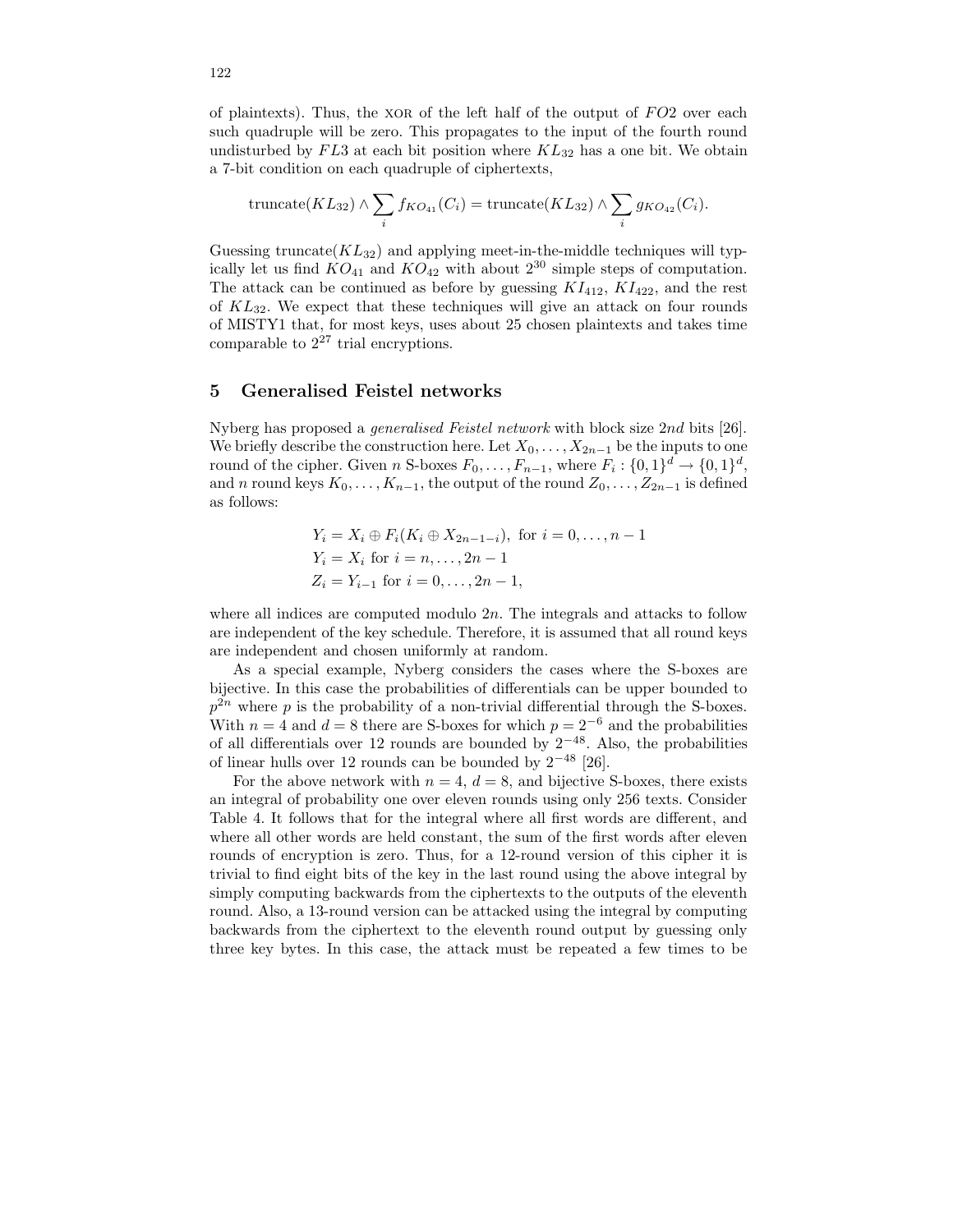of plaintexts). Thus, the XOR of the left half of the output of $FO2$ over each such quadruple will be zero. This propagates to the input of the fourth round undisturbed by $FL3$ at each bit position where $KL_{32}$ has a one bit. We obtain a 7-bit condition on each quadruple of ciphertexts,

$$\text{truncate}(KL_{32}) \wedge \sum_i f_{KO_{41}}(C_i) = \text{truncate}(KL_{32}) \wedge \sum_i g_{KO_{42}}(C_i).$$

Guessing truncate($KL_{32}$) and applying meet-in-the-middle techniques will typically let us find $KO_{41}$ and $KO_{42}$ with about $2^{30}$ simple steps of computation. The attack can be continued as before by guessing $KI_{412}$, $KI_{422}$, and the rest of $KL_{32}$. We expect that these techniques will give an attack on four rounds of MISTY1 that, for most keys, uses about 25 chosen plaintexts and takes time comparable to $2^{27}$ trial encryptions.

## 5 Generalised Feistel networks

Nyberg has proposed a *generalised Feistel network* with block size $2nd$ bits [26]. We briefly describe the construction here. Let $X_0, \ldots, X_{2n-1}$ be the inputs to one round of the cipher. Given $n$ S-boxes $F_0, \ldots, F_{n-1}$, where $F_i : \{0,1\}^d \to \{0,1\}^d$, and $n$ round keys $K_0, \ldots, K_{n-1}$, the output of the round $Z_0, \ldots, Z_{2n-1}$ is defined as follows:

$$\begin{aligned}
Y_i &= X_i \oplus F_i(K_i \oplus X_{2n-1-i}), \text{ for } i = 0, \ldots, n-1 \\
Y_i &= X_i \text{ for } i = n, \ldots, 2n-1 \\
Z_i &= Y_{i-1} \text{ for } i = 0, \ldots, 2n-1,
\end{aligned}$$

where all indices are computed modulo $2n$. The integrals and attacks to follow are independent of the key schedule. Therefore, it is assumed that all round keys are independent and chosen uniformly at random.

As a special example, Nyberg considers the cases where the S-boxes are bijective. In this case the probabilities of differentials can be upper bounded to $p^{2n}$ where $p$ is the probability of a non-trivial differential through the S-boxes. With $n = 4$ and $d = 8$ there are S-boxes for which $p = 2^{-6}$ and the probabilities of all differentials over 12 rounds are bounded by $2^{-48}$. Also, the probabilities of linear hulls over 12 rounds can be bounded by $2^{-48}$ [26].

For the above network with $n = 4$, $d = 8$, and bijective S-boxes, there exists an integral of probability one over eleven rounds using only 256 texts. Consider Table 4. It follows that for the integral where all first words are different, and where all other words are held constant, the sum of the first words after eleven rounds of encryption is zero. Thus, for a 12-round version of this cipher it is trivial to find eight bits of the key in the last round using the above integral by simply computing backwards from the ciphertexts to the outputs of the eleventh round. Also, a 13-round version can be attacked using the integral by computing backwards from the ciphertext to the eleventh round output by guessing only three key bytes. In this case, the attack must be repeated a few times to be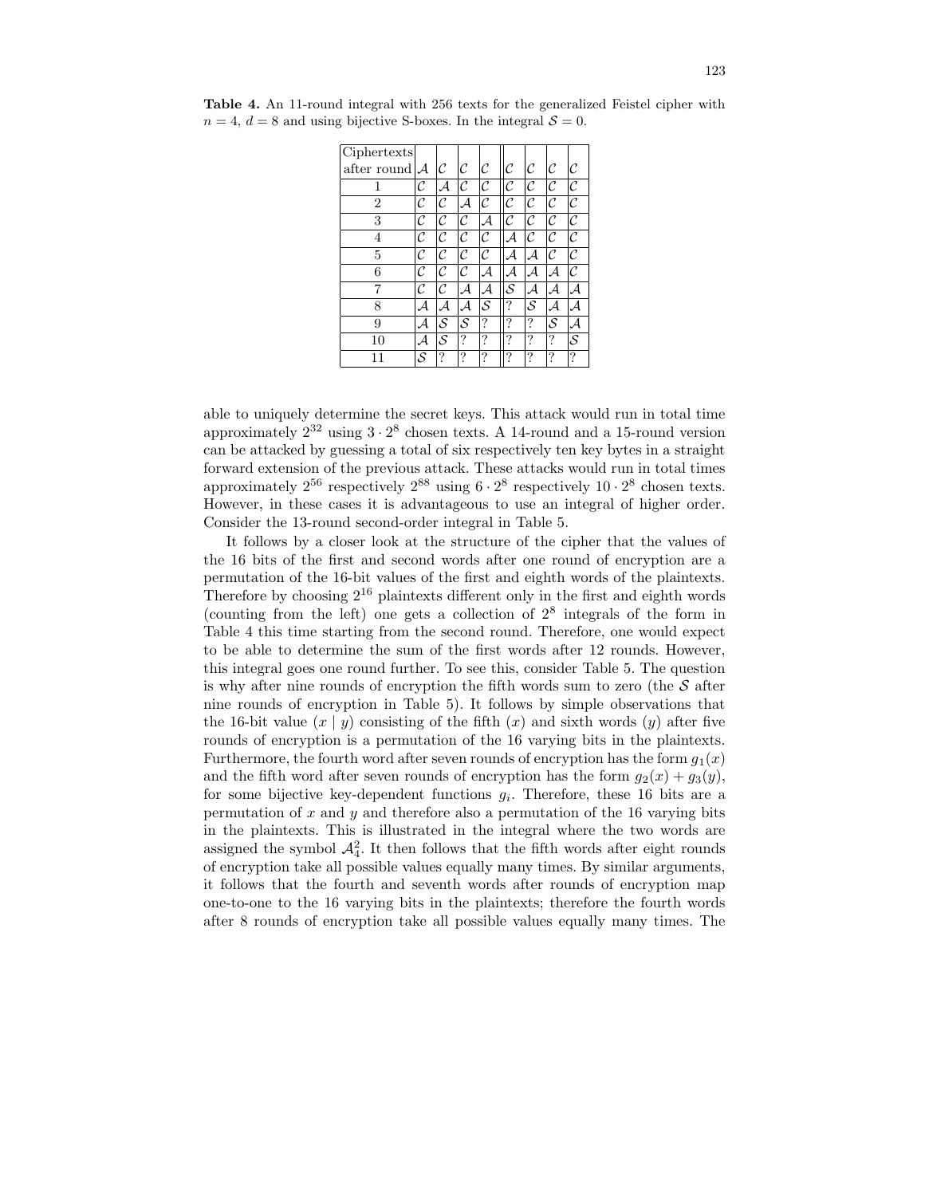**Table 4.** An 11-round integral with 256 texts for the generalized Feistel cipher with $n = 4$, $d = 8$ and using bijective S-boxes. In the integral $\mathcal{S} = 0$.

| Ciphertexts after round | $\mathcal{A}$ | $\mathcal{C}$ | $\mathcal{C}$ | $\mathcal{C}$ | $\mathcal{C}$ | $\mathcal{C}$ | $\mathcal{C}$ | $\mathcal{C}$ |
|---|---|---|---|---|---|---|---|---|
| 1 | $\mathcal{C}$ | $\mathcal{A}$ | $\mathcal{C}$ | $\mathcal{C}$ | $\mathcal{C}$ | $\mathcal{C}$ | $\mathcal{C}$ | $\mathcal{C}$ |
| 2 | $\mathcal{C}$ | $\mathcal{C}$ | $\mathcal{A}$ | $\mathcal{C}$ | $\mathcal{C}$ | $\mathcal{C}$ | $\mathcal{C}$ | $\mathcal{C}$ |
| 3 | $\mathcal{C}$ | $\mathcal{C}$ | $\mathcal{C}$ | $\mathcal{A}$ | $\mathcal{C}$ | $\mathcal{C}$ | $\mathcal{C}$ | $\mathcal{C}$ |
| 4 | $\mathcal{C}$ | $\mathcal{C}$ | $\mathcal{C}$ | $\mathcal{C}$ | $\mathcal{A}$ | $\mathcal{C}$ | $\mathcal{C}$ | $\mathcal{C}$ |
| 5 | $\mathcal{C}$ | $\mathcal{C}$ | $\mathcal{C}$ | $\mathcal{C}$ | $\mathcal{A}$ | $\mathcal{A}$ | $\mathcal{C}$ | $\mathcal{C}$ |
| 6 | $\mathcal{C}$ | $\mathcal{C}$ | $\mathcal{C}$ | $\mathcal{A}$ | $\mathcal{A}$ | $\mathcal{A}$ | $\mathcal{A}$ | $\mathcal{C}$ |
| 7 | $\mathcal{C}$ | $\mathcal{C}$ | $\mathcal{A}$ | $\mathcal{A}$ | $\mathcal{S}$ | $\mathcal{A}$ | $\mathcal{A}$ | $\mathcal{A}$ |
| 8 | $\mathcal{A}$ | $\mathcal{A}$ | $\mathcal{A}$ | $\mathcal{S}$ | ? | $\mathcal{S}$ | $\mathcal{A}$ | $\mathcal{A}$ |
| 9 | $\mathcal{A}$ | $\mathcal{S}$ | $\mathcal{S}$ | ? | ? | ? | $\mathcal{S}$ | $\mathcal{A}$ |
| 10 | $\mathcal{A}$ | $\mathcal{S}$ | ? | ? | ? | ? | ? | $\mathcal{S}$ |
| 11 | $\mathcal{S}$ | ? | ? | ? | ? | ? | ? | ? |

able to uniquely determine the secret keys. This attack would run in total time approximately $2^{32}$ using $3 \cdot 2^8$ chosen texts. A 14-round and a 15-round version can be attacked by guessing a total of six respectively ten key bytes in a straight forward extension of the previous attack. These attacks would run in total times approximately $2^{56}$ respectively $2^{88}$ using $6 \cdot 2^8$ respectively $10 \cdot 2^8$ chosen texts. However, in these cases it is advantageous to use an integral of higher order. Consider the 13-round second-order integral in Table 5.

It follows by a closer look at the structure of the cipher that the values of the 16 bits of the first and second words after one round of encryption are a permutation of the 16-bit values of the first and eighth words of the plaintexts. Therefore by choosing $2^{16}$ plaintexts different only in the first and eighth words (counting from the left) one gets a collection of $2^8$ integrals of the form in Table 4 this time starting from the second round. Therefore, one would expect to be able to determine the sum of the first words after 12 rounds. However, this integral goes one round further. To see this, consider Table 5. The question is why after nine rounds of encryption the fifth words sum to zero (the $\mathcal{S}$ after nine rounds of encryption in Table 5). It follows by simple observations that the 16-bit value $(x \mid y)$ consisting of the fifth ($x$) and sixth words ($y$) after five rounds of encryption is a permutation of the 16 varying bits in the plaintexts. Furthermore, the fourth word after seven rounds of encryption has the form $g_1(x)$ and the fifth word after seven rounds of encryption has the form $g_2(x) + g_3(y)$, for some bijective key-dependent functions $g_i$. Therefore, these 16 bits are a permutation of $x$ and $y$ and therefore also a permutation of the 16 varying bits in the plaintexts. This is illustrated in the integral where the two words are assigned the symbol $\mathcal{A}_4^2$. It then follows that the fifth words after eight rounds of encryption take all possible values equally many times. By similar arguments, it follows that the fourth and seventh words after rounds of encryption map one-to-one to the 16 varying bits in the plaintexts; therefore the fourth words after 8 rounds of encryption take all possible values equally many times. The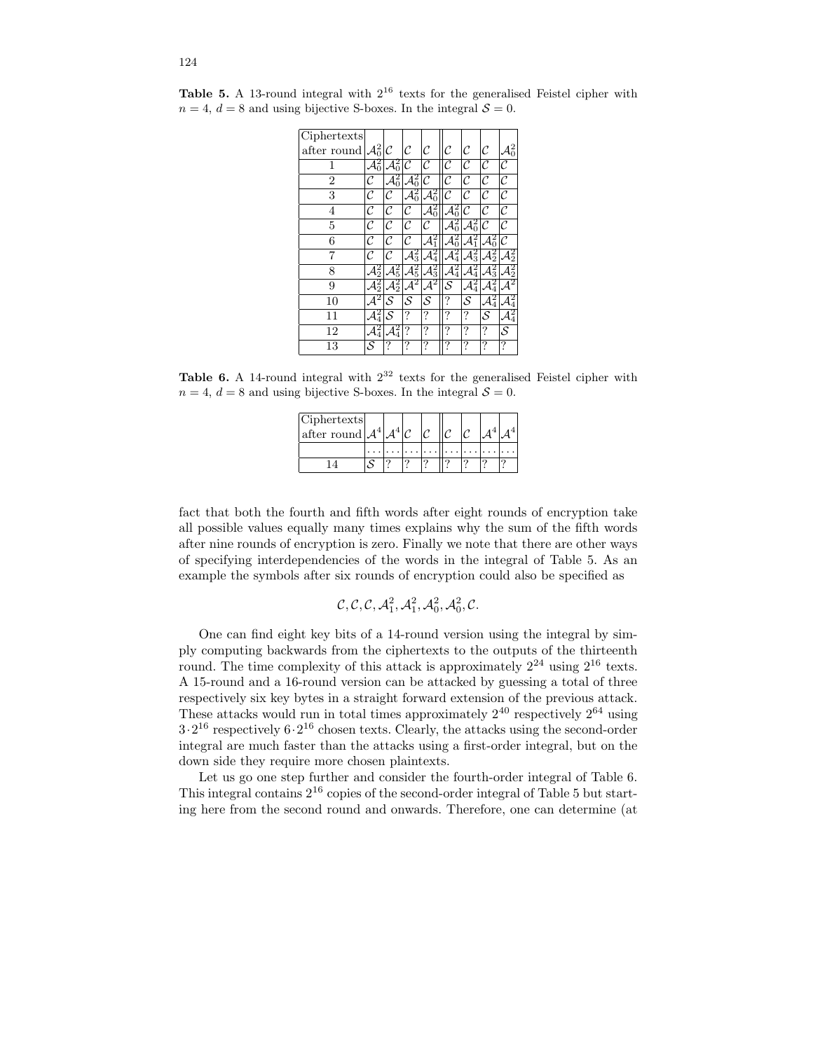**Table 5.** A 13-round integral with $2^{16}$ texts for the generalised Feistel cipher with $n = 4$, $d = 8$ and using bijective S-boxes. In the integral $\mathcal{S} = 0$.

| Ciphertexts after round | $\mathcal{A}_0^2$ | $\mathcal{C}$ | $\mathcal{C}$ | $\mathcal{C}$ | $\mathcal{C}$ | $\mathcal{C}$ | $\mathcal{C}$ | $\mathcal{A}_0^2$ |
|---|---|---|---|---|---|---|---|---|
| 1 | $\mathcal{A}_0^2$ | $\mathcal{A}_0^2$ | $\mathcal{C}$ | $\mathcal{C}$ | $\mathcal{C}$ | $\mathcal{C}$ | $\mathcal{C}$ | $\mathcal{C}$ |
| 2 | $\mathcal{C}$ | $\mathcal{A}_0^2$ | $\mathcal{A}_0^2$ | $\mathcal{C}$ | $\mathcal{C}$ | $\mathcal{C}$ | $\mathcal{C}$ | $\mathcal{C}$ |
| 3 | $\mathcal{C}$ | $\mathcal{C}$ | $\mathcal{A}_0^2$ | $\mathcal{A}_0^2$ | $\mathcal{C}$ | $\mathcal{C}$ | $\mathcal{C}$ | $\mathcal{C}$ |
| 4 | $\mathcal{C}$ | $\mathcal{C}$ | $\mathcal{C}$ | $\mathcal{A}_0^2$ | $\mathcal{A}_0^2$ | $\mathcal{C}$ | $\mathcal{C}$ | $\mathcal{C}$ |
| 5 | $\mathcal{C}$ | $\mathcal{C}$ | $\mathcal{C}$ | $\mathcal{C}$ | $\mathcal{A}_0^2$ | $\mathcal{A}_0^2$ | $\mathcal{C}$ | $\mathcal{C}$ |
| 6 | $\mathcal{C}$ | $\mathcal{C}$ | $\mathcal{C}$ | $\mathcal{A}_1^2$ | $\mathcal{A}_0^2$ | $\mathcal{A}_1^2$ | $\mathcal{A}_0^2$ | $\mathcal{C}$ |
| 7 | $\mathcal{C}$ | $\mathcal{C}$ | $\mathcal{A}_3^2$ | $\mathcal{A}_4^2$ | $\mathcal{A}_4^2$ | $\mathcal{A}_3^2$ | $\mathcal{A}_2^2$ | $\mathcal{A}_2^2$ |
| 8 | $\mathcal{A}_2^2$ | $\mathcal{A}_5^2$ | $\mathcal{A}_5^2$ | $\mathcal{A}_3^2$ | $\mathcal{A}_4^2$ | $\mathcal{A}_4^2$ | $\mathcal{A}_3^2$ | $\mathcal{A}_2^2$ |
| 9 | $\mathcal{A}_2^2$ | $\mathcal{A}_2^2$ | $\mathcal{A}^2$ | $\mathcal{A}^2$ | $\mathcal{S}$ | $\mathcal{A}_4^2$ | $\mathcal{A}_4^2$ | $\mathcal{A}^2$ |
| 10 | $\mathcal{A}^2$ | $\mathcal{S}$ | $\mathcal{S}$ | $\mathcal{S}$ | ? | $\mathcal{S}$ | $\mathcal{A}_4^2$ | $\mathcal{A}_4^2$ |
| 11 | $\mathcal{A}_4^2$ | $\mathcal{S}$ | ? | ? | ? | ? | $\mathcal{S}$ | $\mathcal{A}_4^2$ |
| 12 | $\mathcal{A}_4^2$ | $\mathcal{A}_4^2$ | ? | ? | ? | ? | ? | $\mathcal{S}$ |
| 13 | $\mathcal{S}$ | ? | ? | ? | ? | ? | ? | ? |

**Table 6.** A 14-round integral with $2^{32}$ texts for the generalised Feistel cipher with $n = 4$, $d = 8$ and using bijective S-boxes. In the integral $\mathcal{S} = 0$.

| Ciphertexts after round | $\mathcal{A}^4$ | $\mathcal{A}^4$ | $\mathcal{C}$ | $\mathcal{C}$ | $\mathcal{C}$ | $\mathcal{C}$ | $\mathcal{A}^4$ | $\mathcal{A}^4$ |
|---|---|---|---|---|---|---|---|---|
| | ... | ... | ... | ... | ... | ... | ... | ... |
| 14 | $\mathcal{S}$ | ? | ? | ? | ? | ? | ? | ? |

fact that both the fourth and fifth words after eight rounds of encryption take all possible values equally many times explains why the sum of the fifth words after nine rounds of encryption is zero. Finally we note that there are other ways of specifying interdependencies of the words in the integral of Table 5. As an example the symbols after six rounds of encryption could also be specified as

$$\mathcal{C}, \mathcal{C}, \mathcal{C}, \mathcal{A}_1^2, \mathcal{A}_1^2, \mathcal{A}_0^2, \mathcal{A}_0^2, \mathcal{C}.$$

One can find eight key bits of a 14-round version using the integral by simply computing backwards from the ciphertexts to the outputs of the thirteenth round. The time complexity of this attack is approximately $2^{24}$ using $2^{16}$ texts. A 15-round and a 16-round version can be attacked by guessing a total of three respectively six key bytes in a straight forward extension of the previous attack. These attacks would run in total times approximately $2^{40}$ respectively $2^{64}$ using $3 \cdot 2^{16}$ respectively $6 \cdot 2^{16}$ chosen texts. Clearly, the attacks using the second-order integral are much faster than the attacks using a first-order integral, but on the down side they require more chosen plaintexts.

Let us go one step further and consider the fourth-order integral of Table 6. This integral contains $2^{16}$ copies of the second-order integral of Table 5 but starting here from the second round and onwards. Therefore, one can determine (at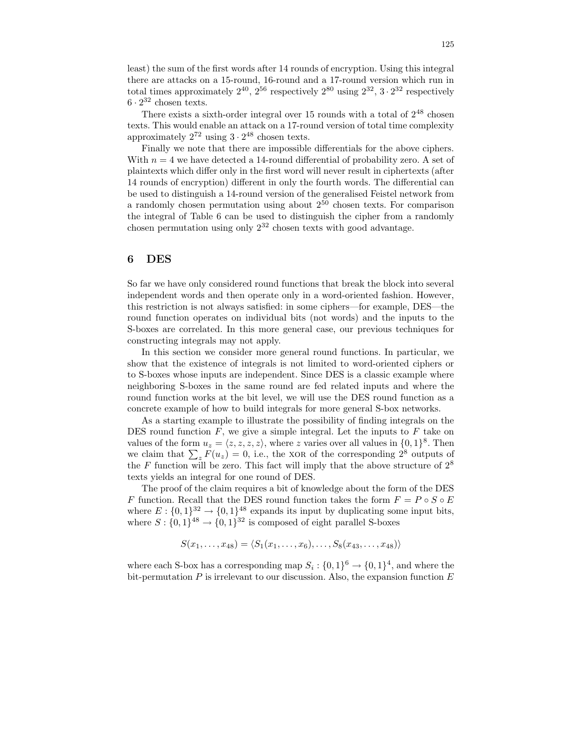least) the sum of the first words after 14 rounds of encryption. Using this integral there are attacks on a 15-round, 16-round and a 17-round version which run in total times approximately $2^{40}$, $2^{56}$ respectively $2^{80}$ using $2^{32}$, $3 \cdot 2^{32}$ respectively $6 \cdot 2^{32}$ chosen texts.

There exists a sixth-order integral over 15 rounds with a total of $2^{48}$ chosen texts. This would enable an attack on a 17-round version of total time complexity approximately $2^{72}$ using $3 \cdot 2^{48}$ chosen texts.

Finally we note that there are impossible differentials for the above ciphers. With $n = 4$ we have detected a 14-round differential of probability zero. A set of plaintexts which differ only in the first word will never result in ciphertexts (after 14 rounds of encryption) different in only the fourth words. The differential can be used to distinguish a 14-round version of the generalised Feistel network from a randomly chosen permutation using about $2^{50}$ chosen texts. For comparison the integral of Table 6 can be used to distinguish the cipher from a randomly chosen permutation using only $2^{32}$ chosen texts with good advantage.

## 6 DES

So far we have only considered round functions that break the block into several independent words and then operate only in a word-oriented fashion. However, this restriction is not always satisfied: in some ciphers—for example, DES—the round function operates on individual bits (not words) and the inputs to the S-boxes are correlated. In this more general case, our previous techniques for constructing integrals may not apply.

In this section we consider more general round functions. In particular, we show that the existence of integrals is not limited to word-oriented ciphers or to S-boxes whose inputs are independent. Since DES is a classic example where neighboring S-boxes in the same round are fed related inputs and where the round function works at the bit level, we will use the DES round function as a concrete example of how to build integrals for more general S-box networks.

As a starting example to illustrate the possibility of finding integrals on the DES round function $F$, we give a simple integral. Let the inputs to $F$ take on values of the form $u_z = \langle z, z, z, z \rangle$, where $z$ varies over all values in $\{0,1\}^8$. Then we claim that $\sum_z F(u_z) = 0$, i.e., the XOR of the corresponding $2^8$ outputs of the $F$ function will be zero. This fact will imply that the above structure of $2^8$ texts yields an integral for one round of DES.

The proof of the claim requires a bit of knowledge about the form of the DES $F$ function. Recall that the DES round function takes the form $F = P \circ S \circ E$ where $E : \{0,1\}^{32} \to \{0,1\}^{48}$ expands its input by duplicating some input bits, where $S : \{0,1\}^{48} \to \{0,1\}^{32}$ is composed of eight parallel S-boxes

$$S(x_1, \ldots, x_{48}) = \langle S_1(x_1, \ldots, x_6), \ldots, S_8(x_{43}, \ldots, x_{48}) \rangle$$

where each S-box has a corresponding map $S_i : \{0,1\}^6 \to \{0,1\}^4$, and where the bit-permutation $P$ is irrelevant to our discussion. Also, the expansion function $E$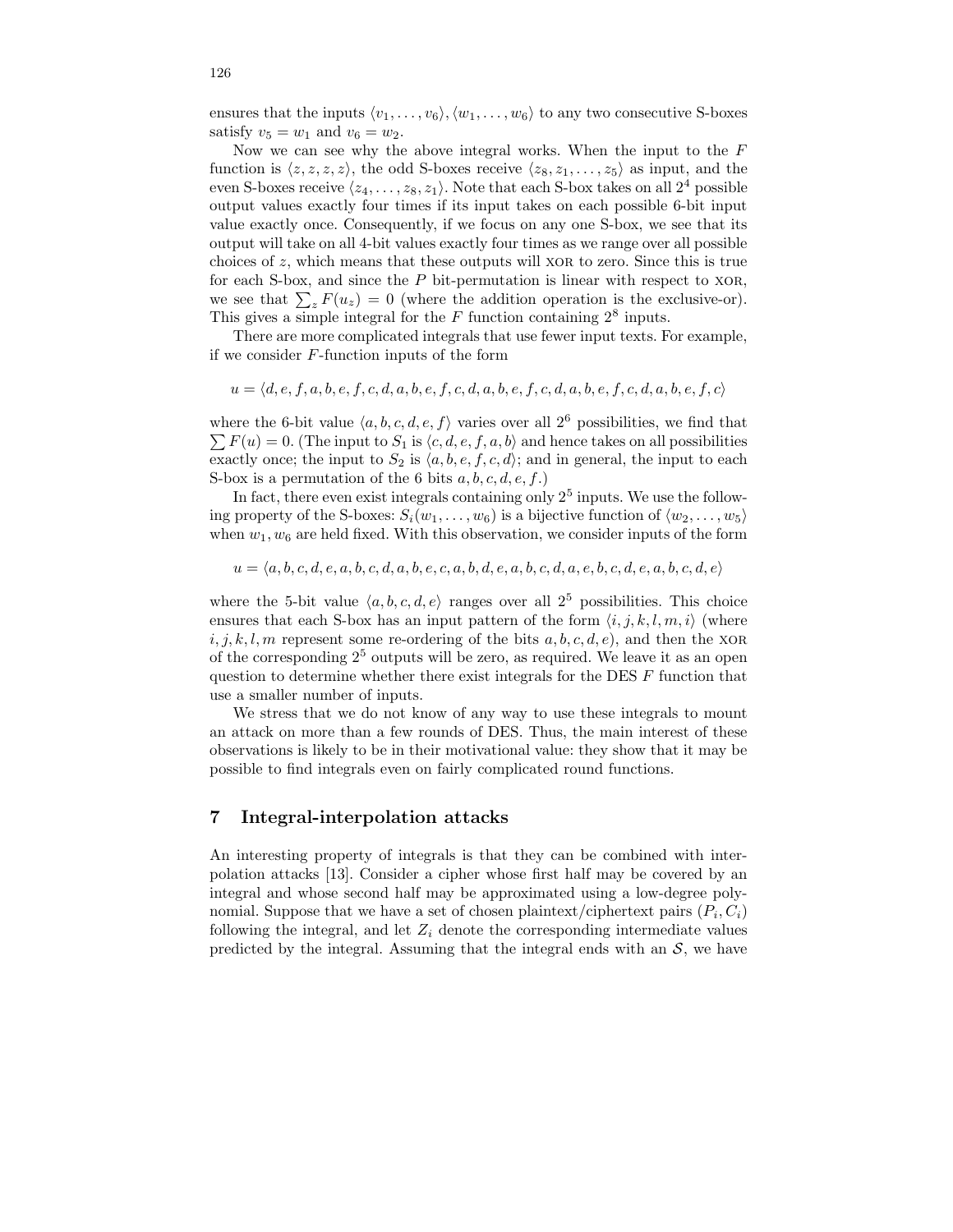ensures that the inputs $\langle v_1, \ldots, v_6\rangle, \langle w_1, \ldots, w_6\rangle$ to any two consecutive S-boxes satisfy $v_5 = w_1$ and $v_6 = w_2$.

Now we can see why the above integral works. When the input to the $F$ function is $\langle z, z, z, z\rangle$, the odd S-boxes receive $\langle z_8, z_1, \ldots, z_5\rangle$ as input, and the even S-boxes receive $\langle z_4, \ldots, z_8, z_1\rangle$. Note that each S-box takes on all $2^4$ possible output values exactly four times if its input takes on each possible 6-bit input value exactly once. Consequently, if we focus on any one S-box, we see that its output will take on all 4-bit values exactly four times as we range over all possible choices of $z$, which means that these outputs will XOR to zero. Since this is true for each S-box, and since the $P$ bit-permutation is linear with respect to XOR, we see that $\sum_z F(u_z) = 0$ (where the addition operation is the exclusive-or). This gives a simple integral for the $F$ function containing $2^8$ inputs.

There are more complicated integrals that use fewer input texts. For example, if we consider $F$-function inputs of the form

$$u = \langle d, e, f, a, b, e, f, c, d, a, b, e, f, c, d, a, b, e, f, c, d, a, b, e, f, c, d, a, b, e, f, c\rangle$$

where the 6-bit value $\langle a, b, c, d, e, f\rangle$ varies over all $2^6$ possibilities, we find that $\sum F(u) = 0$. (The input to $S_1$ is $\langle c, d, e, f, a, b\rangle$ and hence takes on all possibilities exactly once; the input to $S_2$ is $\langle a, b, e, f, c, d\rangle$; and in general, the input to each S-box is a permutation of the 6 bits $a, b, c, d, e, f$.)

In fact, there even exist integrals containing only $2^5$ inputs. We use the following property of the S-boxes: $S_i(w_1, \ldots, w_6)$ is a bijective function of $\langle w_2, \ldots, w_5\rangle$ when $w_1, w_6$ are held fixed. With this observation, we consider inputs of the form

$$u = \langle a, b, c, d, e, a, b, c, d, a, b, e, c, a, b, d, e, a, b, c, d, a, e, b, c, d, e, a, b, c, d, e\rangle$$

where the 5-bit value $\langle a, b, c, d, e\rangle$ ranges over all $2^5$ possibilities. This choice ensures that each S-box has an input pattern of the form $\langle i, j, k, l, m, i\rangle$ (where $i, j, k, l, m$ represent some re-ordering of the bits $a, b, c, d, e$), and then the XOR of the corresponding $2^5$ outputs will be zero, as required. We leave it as an open question to determine whether there exist integrals for the DES $F$ function that use a smaller number of inputs.

We stress that we do not know of any way to use these integrals to mount an attack on more than a few rounds of DES. Thus, the main interest of these observations is likely to be in their motivational value: they show that it may be possible to find integrals even on fairly complicated round functions.

## 7 Integral-interpolation attacks

An interesting property of integrals is that they can be combined with interpolation attacks [13]. Consider a cipher whose first half may be covered by an integral and whose second half may be approximated using a low-degree polynomial. Suppose that we have a set of chosen plaintext/ciphertext pairs $(P_i, C_i)$ following the integral, and let $Z_i$ denote the corresponding intermediate values predicted by the integral. Assuming that the integral ends with an $\mathcal{S}$, we have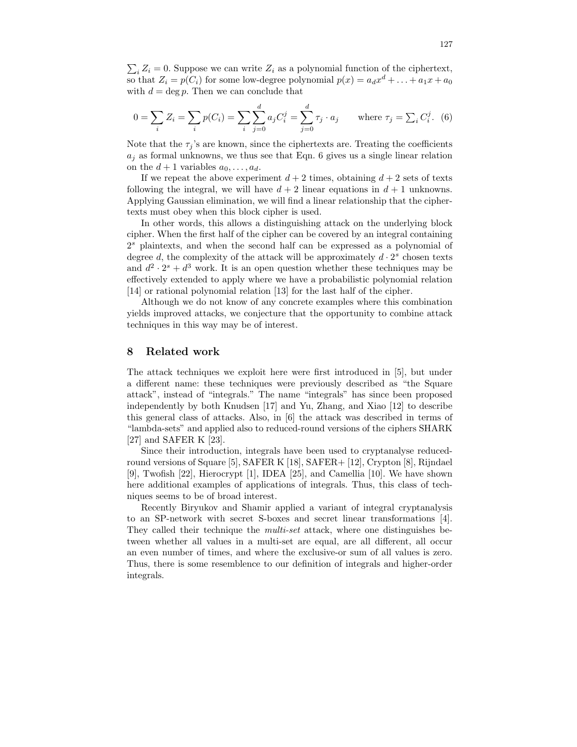$\sum_i Z_i = 0$. Suppose we can write $Z_i$ as a polynomial function of the ciphertext, so that $Z_i = p(C_i)$ for some low-degree polynomial $p(x) = a_d x^d + \ldots + a_1 x + a_0$ with $d = \deg p$. Then we can conclude that

$$0 = \sum_i Z_i = \sum_i p(C_i) = \sum_i \sum_{j=0}^{d} a_j C_i^j = \sum_{j=0}^{d} \tau_j \cdot a_j \qquad \text{where } \tau_j = \textstyle\sum_i C_i^j. \quad (6)$$

Note that the $\tau_j$'s are known, since the ciphertexts are. Treating the coefficients $a_j$ as formal unknowns, we thus see that Eqn. 6 gives us a single linear relation on the $d+1$ variables $a_0, \ldots, a_d$.

If we repeat the above experiment $d+2$ times, obtaining $d+2$ sets of texts following the integral, we will have $d+2$ linear equations in $d+1$ unknowns. Applying Gaussian elimination, we will find a linear relationship that the ciphertexts must obey when this block cipher is used.

In other words, this allows a distinguishing attack on the underlying block cipher. When the first half of the cipher can be covered by an integral containing $2^s$ plaintexts, and when the second half can be expressed as a polynomial of degree $d$, the complexity of the attack will be approximately $d \cdot 2^s$ chosen texts and $d^2 \cdot 2^s + d^3$ work. It is an open question whether these techniques may be effectively extended to apply where we have a probabilistic polynomial relation [14] or rational polynomial relation [13] for the last half of the cipher.

Although we do not know of any concrete examples where this combination yields improved attacks, we conjecture that the opportunity to combine attack techniques in this way may be of interest.

## 8 Related work

The attack techniques we exploit here were first introduced in [5], but under a different name: these techniques were previously described as "the Square attack", instead of "integrals." The name "integrals" has since been proposed independently by both Knudsen [17] and Yu, Zhang, and Xiao [12] to describe this general class of attacks. Also, in [6] the attack was described in terms of "lambda-sets" and applied also to reduced-round versions of the ciphers SHARK [27] and SAFER K [23].

Since their introduction, integrals have been used to cryptanalyse reduced-round versions of Square [5], SAFER K [18], SAFER+ [12], Crypton [8], Rijndael [9], Twofish [22], Hierocrypt [1], IDEA [25], and Camellia [10]. We have shown here additional examples of applications of integrals. Thus, this class of techniques seems to be of broad interest.

Recently Biryukov and Shamir applied a variant of integral cryptanalysis to an SP-network with secret S-boxes and secret linear transformations [4]. They called their technique the *multi-set* attack, where one distinguishes between whether all values in a multi-set are equal, are all different, all occur an even number of times, and where the exclusive-or sum of all values is zero. Thus, there is some resemblence to our definition of integrals and higher-order integrals.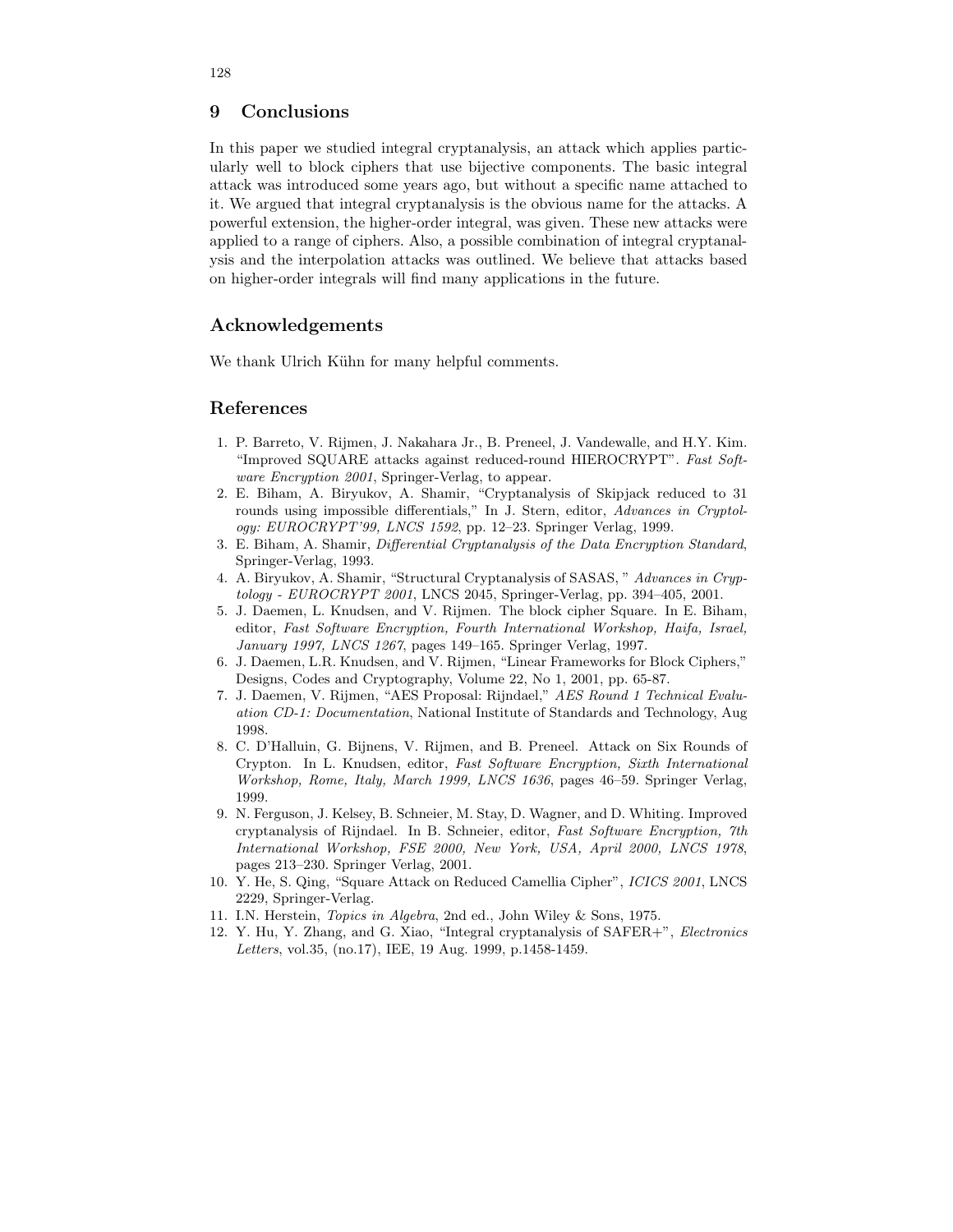## 9 Conclusions

In this paper we studied integral cryptanalysis, an attack which applies particularly well to block ciphers that use bijective components. The basic integral attack was introduced some years ago, but without a specific name attached to it. We argued that integral cryptanalysis is the obvious name for the attacks. A powerful extension, the higher-order integral, was given. These new attacks were applied to a range of ciphers. Also, a possible combination of integral cryptanalysis and the interpolation attacks was outlined. We believe that attacks based on higher-order integrals will find many applications in the future.

## Acknowledgements

We thank Ulrich Kühn for many helpful comments.

## References

1. P. Barreto, V. Rijmen, J. Nakahara Jr., B. Preneel, J. Vandewalle, and H.Y. Kim. "Improved SQUARE attacks against reduced-round HIEROCRYPT". *Fast Software Encryption 2001*, Springer-Verlag, to appear.
2. E. Biham, A. Biryukov, A. Shamir, "Cryptanalysis of Skipjack reduced to 31 rounds using impossible differentials," In J. Stern, editor, *Advances in Cryptology: EUROCRYPT'99, LNCS 1592*, pp. 12–23. Springer Verlag, 1999.
3. E. Biham, A. Shamir, *Differential Cryptanalysis of the Data Encryption Standard*, Springer-Verlag, 1993.
4. A. Biryukov, A. Shamir, "Structural Cryptanalysis of SASAS, " *Advances in Cryptology - EUROCRYPT 2001*, LNCS 2045, Springer-Verlag, pp. 394–405, 2001.
5. J. Daemen, L. Knudsen, and V. Rijmen. The block cipher Square. In E. Biham, editor, *Fast Software Encryption, Fourth International Workshop, Haifa, Israel, January 1997, LNCS 1267*, pages 149–165. Springer Verlag, 1997.
6. J. Daemen, L.R. Knudsen, and V. Rijmen, "Linear Frameworks for Block Ciphers," Designs, Codes and Cryptography, Volume 22, No 1, 2001, pp. 65-87.
7. J. Daemen, V. Rijmen, "AES Proposal: Rijndael," *AES Round 1 Technical Evaluation CD-1: Documentation*, National Institute of Standards and Technology, Aug 1998.
8. C. D'Halluin, G. Bijnens, V. Rijmen, and B. Preneel. Attack on Six Rounds of Crypton. In L. Knudsen, editor, *Fast Software Encryption, Sixth International Workshop, Rome, Italy, March 1999, LNCS 1636*, pages 46–59. Springer Verlag, 1999.
9. N. Ferguson, J. Kelsey, B. Schneier, M. Stay, D. Wagner, and D. Whiting. Improved cryptanalysis of Rijndael. In B. Schneier, editor, *Fast Software Encryption, 7th International Workshop, FSE 2000, New York, USA, April 2000, LNCS 1978*, pages 213–230. Springer Verlag, 2001.
10. Y. He, S. Qing, "Square Attack on Reduced Camellia Cipher", *ICICS 2001*, LNCS 2229, Springer-Verlag.
11. I.N. Herstein, *Topics in Algebra*, 2nd ed., John Wiley & Sons, 1975.
12. Y. Hu, Y. Zhang, and G. Xiao, "Integral cryptanalysis of SAFER+", *Electronics Letters*, vol.35, (no.17), IEE, 19 Aug. 1999, p.1458-1459.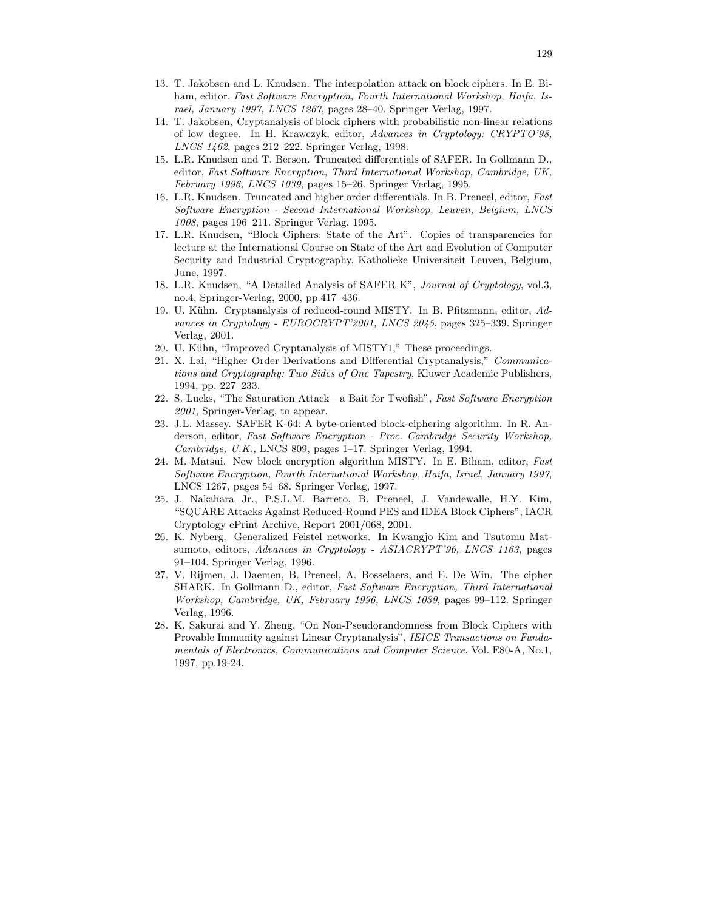13. T. Jakobsen and L. Knudsen. The interpolation attack on block ciphers. In E. Biham, editor, *Fast Software Encryption, Fourth International Workshop, Haifa, Israel, January 1997, LNCS 1267*, pages 28–40. Springer Verlag, 1997.
14. T. Jakobsen, Cryptanalysis of block ciphers with probabilistic non-linear relations of low degree. In H. Krawczyk, editor, *Advances in Cryptology: CRYPTO'98, LNCS 1462*, pages 212–222. Springer Verlag, 1998.
15. L.R. Knudsen and T. Berson. Truncated differentials of SAFER. In Gollmann D., editor, *Fast Software Encryption, Third International Workshop, Cambridge, UK, February 1996, LNCS 1039*, pages 15–26. Springer Verlag, 1995.
16. L.R. Knudsen. Truncated and higher order differentials. In B. Preneel, editor, *Fast Software Encryption - Second International Workshop, Leuven, Belgium, LNCS 1008*, pages 196–211. Springer Verlag, 1995.
17. L.R. Knudsen, "Block Ciphers: State of the Art". Copies of transparencies for lecture at the International Course on State of the Art and Evolution of Computer Security and Industrial Cryptography, Katholieke Universiteit Leuven, Belgium, June, 1997.
18. L.R. Knudsen, "A Detailed Analysis of SAFER K", *Journal of Cryptology*, vol.3, no.4, Springer-Verlag, 2000, pp.417–436.
19. U. Kühn. Cryptanalysis of reduced-round MISTY. In B. Pfitzmann, editor, *Advances in Cryptology - EUROCRYPT'2001, LNCS 2045*, pages 325–339. Springer Verlag, 2001.
20. U. Kühn, "Improved Cryptanalysis of MISTY1," These proceedings.
21. X. Lai, "Higher Order Derivations and Differential Cryptanalysis," *Communications and Cryptography: Two Sides of One Tapestry*, Kluwer Academic Publishers, 1994, pp. 227–233.
22. S. Lucks, "The Saturation Attack—a Bait for Twofish", *Fast Software Encryption 2001*, Springer-Verlag, to appear.
23. J.L. Massey. SAFER K-64: A byte-oriented block-ciphering algorithm. In R. Anderson, editor, *Fast Software Encryption - Proc. Cambridge Security Workshop, Cambridge, U.K.*, LNCS 809, pages 1–17. Springer Verlag, 1994.
24. M. Matsui. New block encryption algorithm MISTY. In E. Biham, editor, *Fast Software Encryption, Fourth International Workshop, Haifa, Israel, January 1997*, LNCS 1267, pages 54–68. Springer Verlag, 1997.
25. J. Nakahara Jr., P.S.L.M. Barreto, B. Preneel, J. Vandewalle, H.Y. Kim, "SQUARE Attacks Against Reduced-Round PES and IDEA Block Ciphers", IACR Cryptology ePrint Archive, Report 2001/068, 2001.
26. K. Nyberg. Generalized Feistel networks. In Kwangjo Kim and Tsutomu Matsumoto, editors, *Advances in Cryptology - ASIACRYPT'96, LNCS 1163*, pages 91–104. Springer Verlag, 1996.
27. V. Rijmen, J. Daemen, B. Preneel, A. Bosselaers, and E. De Win. The cipher SHARK. In Gollmann D., editor, *Fast Software Encryption, Third International Workshop, Cambridge, UK, February 1996, LNCS 1039*, pages 99–112. Springer Verlag, 1996.
28. K. Sakurai and Y. Zheng, "On Non-Pseudorandomness from Block Ciphers with Provable Immunity against Linear Cryptanalysis", *IEICE Transactions on Fundamentals of Electronics, Communications and Computer Science*, Vol. E80-A, No.1, 1997, pp.19-24.